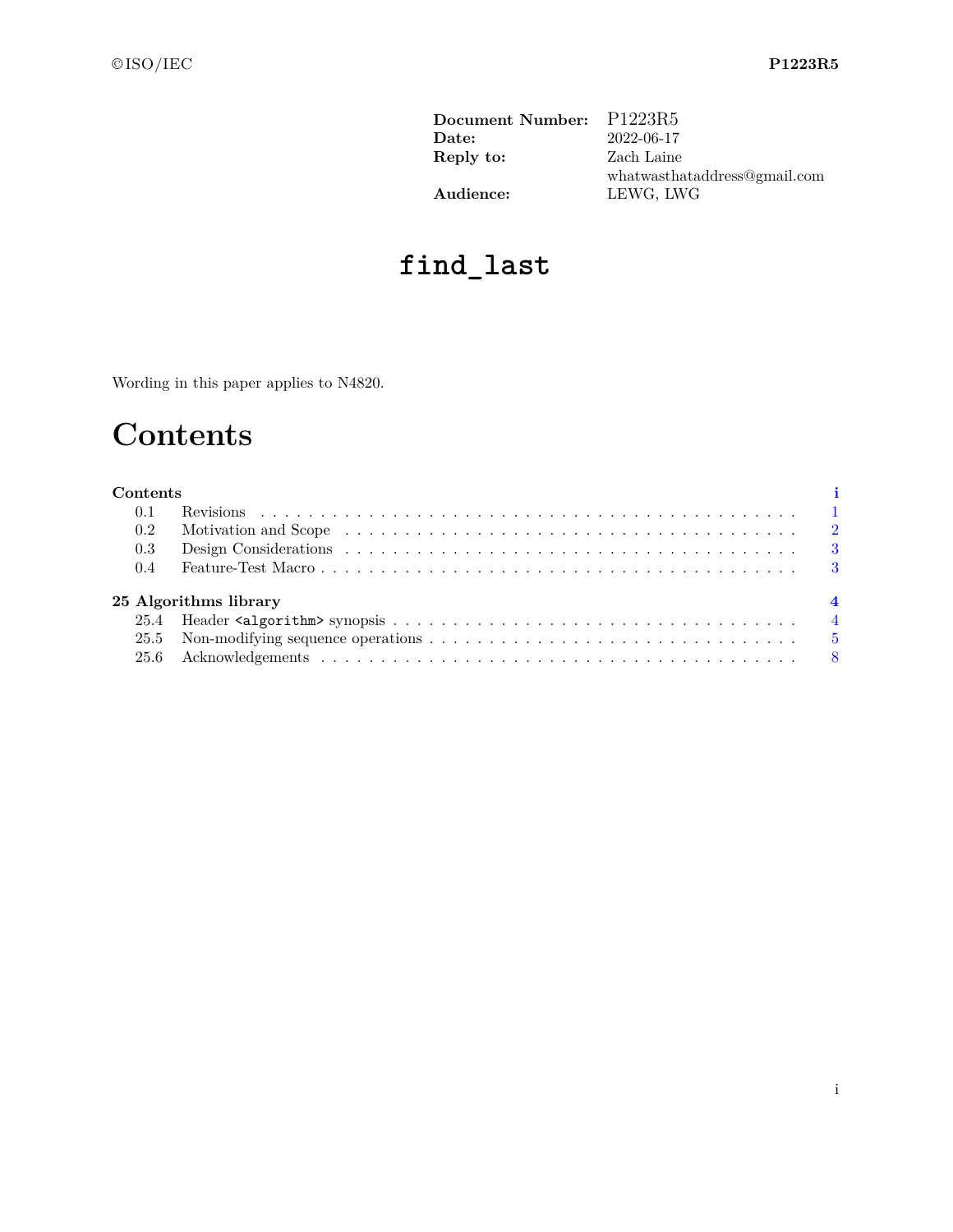| | |
|---|---|
| **Document Number:** | P1223R5 |
| **Date:** | 2022-06-17 |
| **Reply to:** | Zach Laine |
| | whatwasthataddress@gmail.com |
| **Audience:** | LEWG, LWG |

# `find_last`

Wording in this paper applies to N4820.

# Contents

**Contents** **i**

- 0.1 Revisions . . . 1
- 0.2 Motivation and Scope . . . 2
- 0.3 Design Considerations . . . 3
- 0.4 Feature-Test Macro . . . 3

**25 Algorithms library** **4**

- 25.4 Header `<algorithm>` synopsis . . . 4
- 25.5 Non-modifying sequence operations . . . 5
- 25.6 Acknowledgements . . . 8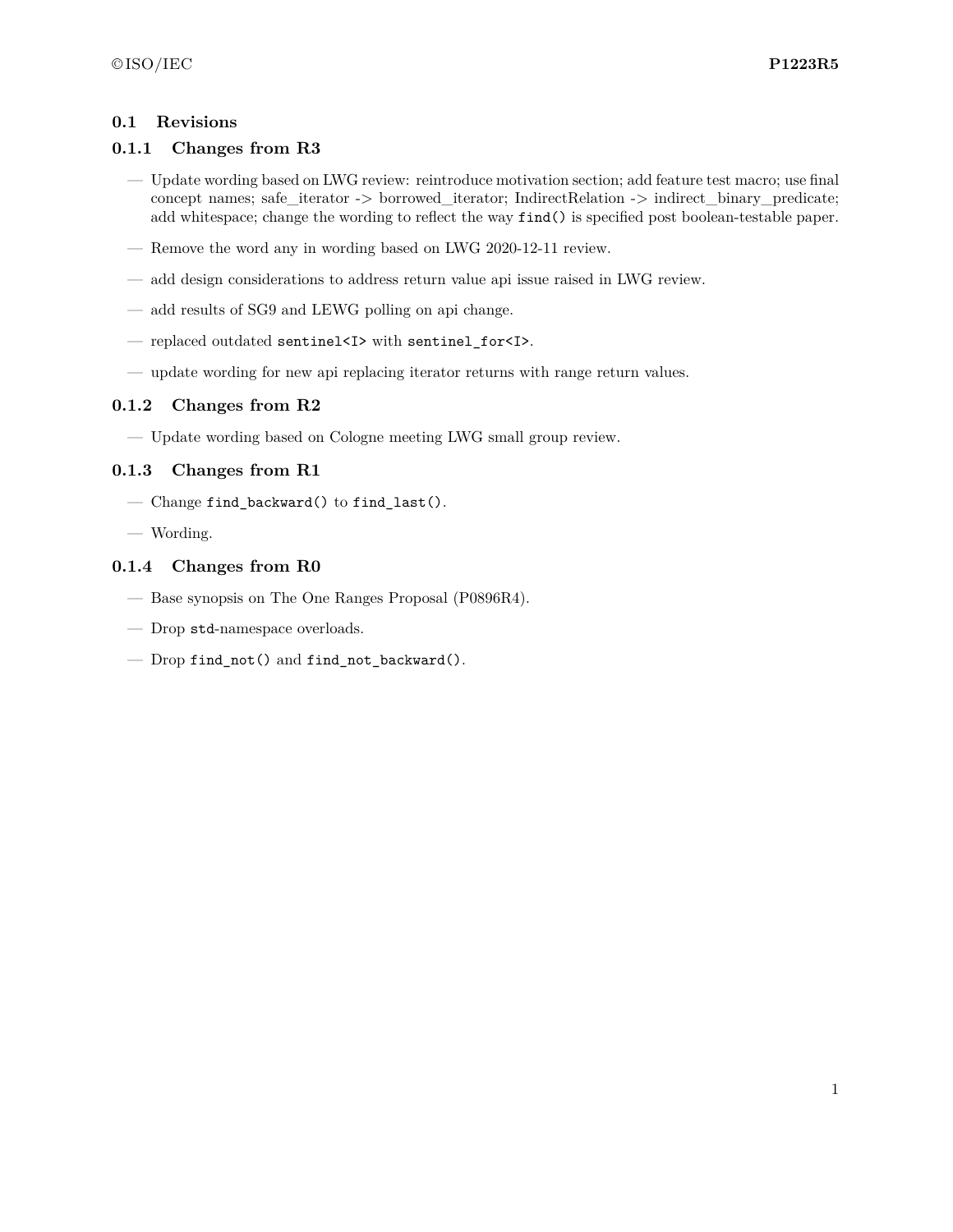## 0.1 Revisions

### 0.1.1 Changes from R3

- Update wording based on LWG review: reintroduce motivation section; add feature test macro; use final concept names; safe_iterator -> borrowed_iterator; IndirectRelation -> indirect_binary_predicate; add whitespace; change the wording to reflect the way `find()` is specified post boolean-testable paper.
- Remove the word any in wording based on LWG 2020-12-11 review.
- add design considerations to address return value api issue raised in LWG review.
- add results of SG9 and LEWG polling on api change.
- replaced outdated `sentinel<I>` with `sentinel_for<I>`.
- update wording for new api replacing iterator returns with range return values.

### 0.1.2 Changes from R2

- Update wording based on Cologne meeting LWG small group review.

### 0.1.3 Changes from R1

- Change `find_backward()` to `find_last()`.
- Wording.

### 0.1.4 Changes from R0

- Base synopsis on The One Ranges Proposal (P0896R4).
- Drop `std`-namespace overloads.
- Drop `find_not()` and `find_not_backward()`.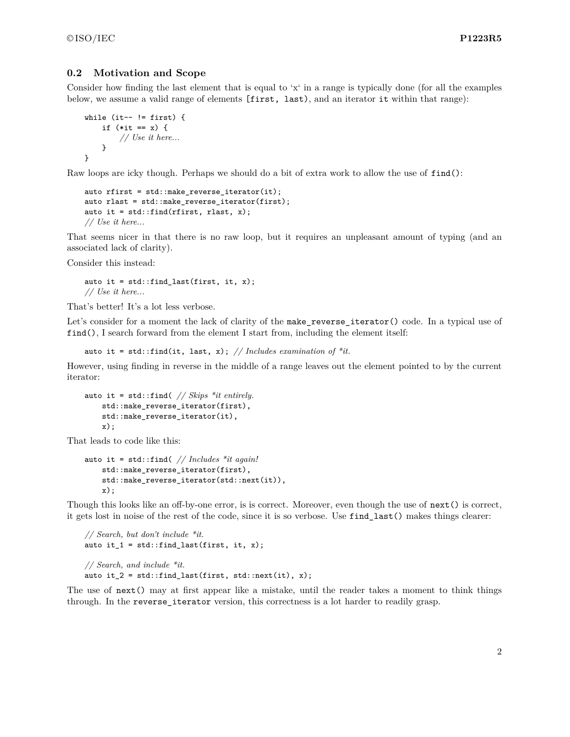## 0.2 Motivation and Scope

Consider how finding the last element that is equal to 'x' in a range is typically done (for all the examples below, we assume a valid range of elements `[first, last)`, and an iterator `it` within that range):

```
while (it-- != first) {
    if (*it == x) {
        // Use it here...
    }
}
```

Raw loops are icky though. Perhaps we should do a bit of extra work to allow the use of `find()`:

```
auto rfirst = std::make_reverse_iterator(it);
auto rlast = std::make_reverse_iterator(first);
auto it = std::find(rfirst, rlast, x);
// Use it here...
```

That seems nicer in that there is no raw loop, but it requires an unpleasant amount of typing (and an associated lack of clarity).

Consider this instead:

```
auto it = std::find_last(first, it, x);
// Use it here...
```

That's better! It's a lot less verbose.

Let's consider for a moment the lack of clarity of the `make_reverse_iterator()` code. In a typical use of `find()`, I search forward from the element I start from, including the element itself:

```
auto it = std::find(it, last, x); // Includes examination of *it.
```

However, using finding in reverse in the middle of a range leaves out the element pointed to by the current iterator:

```
auto it = std::find( // Skips *it entirely.
    std::make_reverse_iterator(first),
    std::make_reverse_iterator(it),
    x);
```

That leads to code like this:

```
auto it = std::find( // Includes *it again!
    std::make_reverse_iterator(first),
    std::make_reverse_iterator(std::next(it)),
    x);
```

Though this looks like an off-by-one error, is is correct. Moreover, even though the use of `next()` is correct, it gets lost in noise of the rest of the code, since it is so verbose. Use `find_last()` makes things clearer:

```
// Search, but don't include *it.
auto it_1 = std::find_last(first, it, x);

// Search, and include *it.
auto it_2 = std::find_last(first, std::next(it), x);
```

The use of `next()` may at first appear like a mistake, until the reader takes a moment to think things through. In the `reverse_iterator` version, this correctness is a lot harder to readily grasp.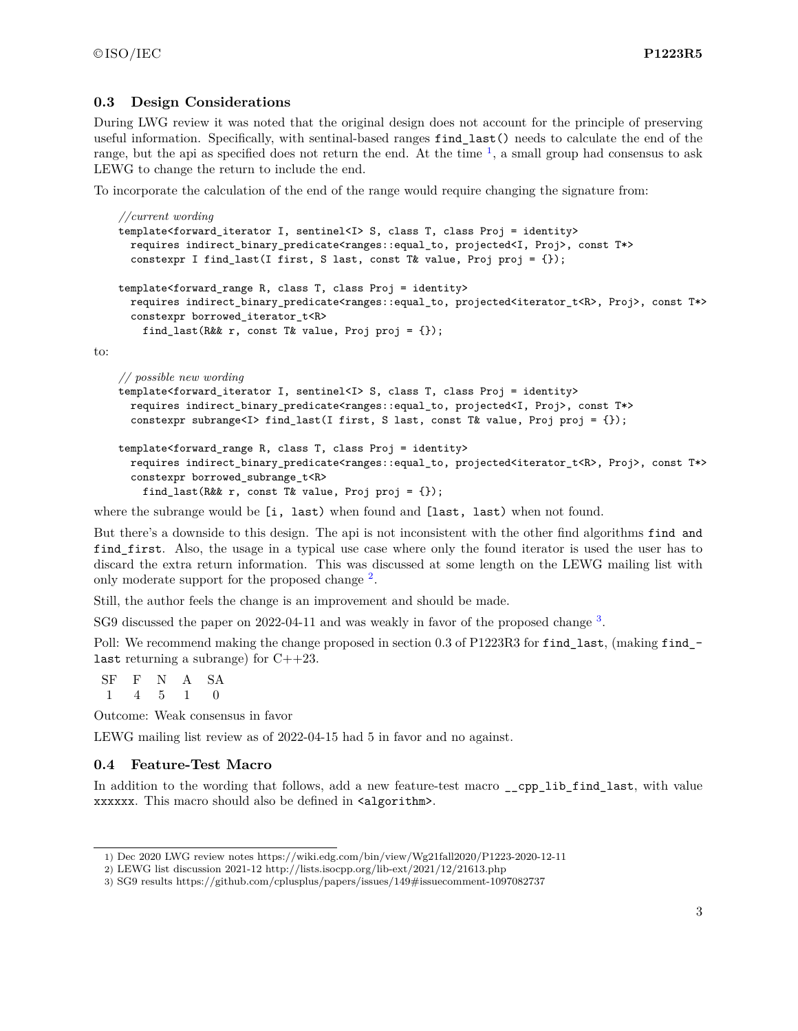## 0.3 Design Considerations

During LWG review it was noted that the original design does not account for the principle of preserving useful information. Specifically, with sentinal-based ranges `find_last()` needs to calculate the end of the range, but the api as specified does not return the end. At the time [1], a small group had consensus to ask LEWG to change the return to include the end.

To incorporate the calculation of the end of the range would require changing the signature from:

```
//current wording
template<forward_iterator I, sentinel<I> S, class T, class Proj = identity>
  requires indirect_binary_predicate<ranges::equal_to, projected<I, Proj>, const T*>
  constexpr I find_last(I first, S last, const T& value, Proj proj = {});

template<forward_range R, class T, class Proj = identity>
  requires indirect_binary_predicate<ranges::equal_to, projected<iterator_t<R>, Proj>, const T*>
  constexpr borrowed_iterator_t<R>
    find_last(R&& r, const T& value, Proj proj = {});
```

to:

```
// possible new wording
template<forward_iterator I, sentinel<I> S, class T, class Proj = identity>
  requires indirect_binary_predicate<ranges::equal_to, projected<I, Proj>, const T*>
  constexpr subrange<I> find_last(I first, S last, const T& value, Proj proj = {});

template<forward_range R, class T, class Proj = identity>
  requires indirect_binary_predicate<ranges::equal_to, projected<iterator_t<R>, Proj>, const T*>
  constexpr borrowed_subrange_t<R>
    find_last(R&& r, const T& value, Proj proj = {});
```

where the subrange would be `[i, last)` when found and `[last, last)` when not found.

But there's a downside to this design. The api is not inconsistent with the other find algorithms `find and find_first`. Also, the usage in a typical use case where only the found iterator is used the user has to discard the extra return information. This was discussed at some length on the LEWG mailing list with only moderate support for the proposed change [2].

Still, the author feels the change is an improvement and should be made.

SG9 discussed the paper on 2022-04-11 and was weakly in favor of the proposed change [3].

Poll: We recommend making the change proposed in section 0.3 of P1223R3 for `find_last`, (making `find_last` returning a subrange) for C++23.

| SF | F | N | A | SA |
|---|---|---|---|---|
| 1 | 4 | 5 | 1 | 0 |

Outcome: Weak consensus in favor

LEWG mailing list review as of 2022-04-15 had 5 in favor and no against.

## 0.4 Feature-Test Macro

In addition to the wording that follows, add a new feature-test macro `__cpp_lib_find_last`, with value `xxxxxx`. This macro should also be defined in `<algorithm>`.

---

1) Dec 2020 LWG review notes https://wiki.edg.com/bin/view/Wg21fall2020/P1223-2020-12-11

2) LEWG list discussion 2021-12 http://lists.isocpp.org/lib-ext/2021/12/21613.php

3) SG9 results https://github.com/cplusplus/papers/issues/149#issuecomment-1097082737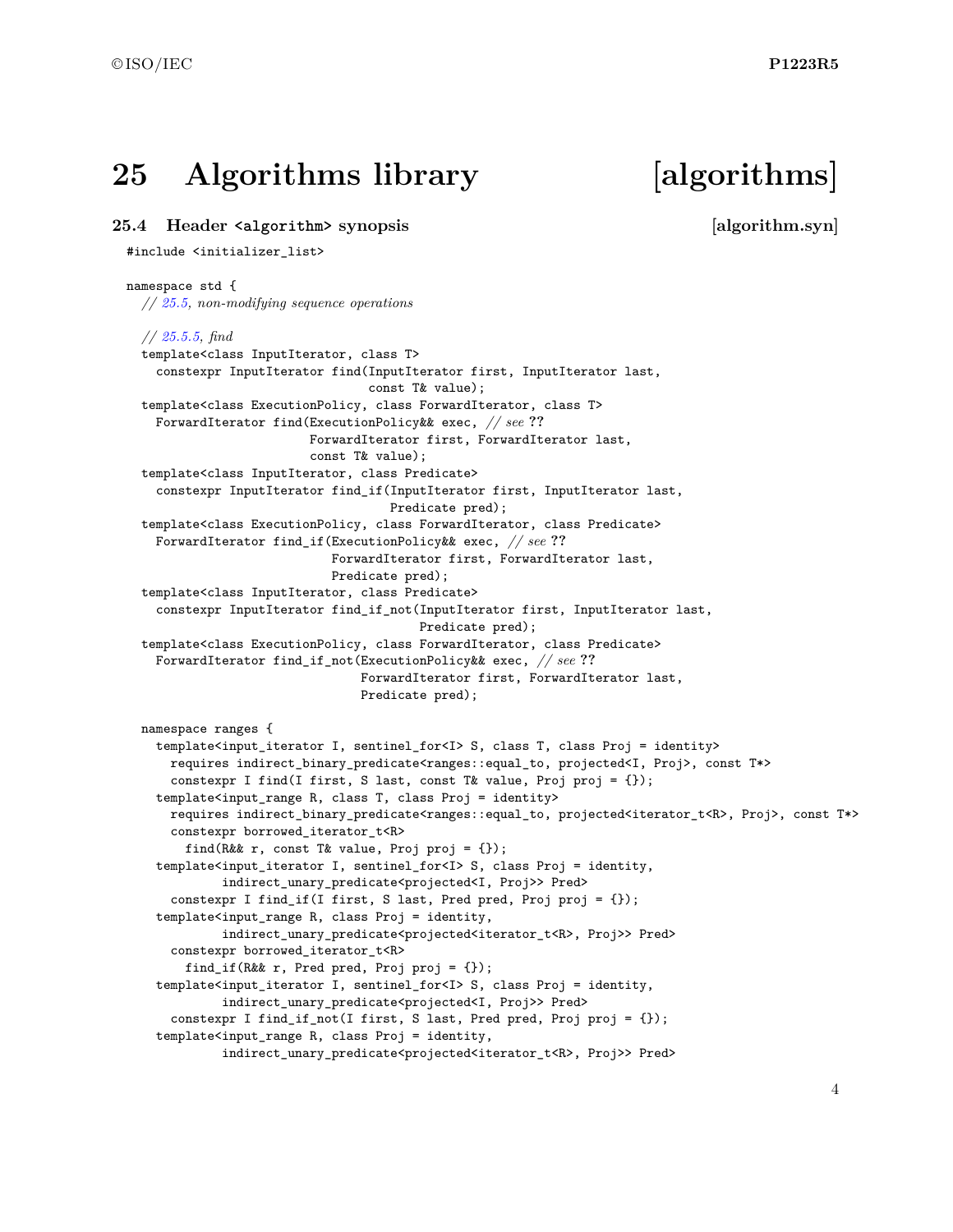# 25 Algorithms library [algorithms]

## 25.4 Header `<algorithm>` synopsis [algorithm.syn]

```
#include <initializer_list>

namespace std {
  // 25.5, non-modifying sequence operations

  // 25.5.5, find
  template<class InputIterator, class T>
    constexpr InputIterator find(InputIterator first, InputIterator last,
                                 const T& value);
  template<class ExecutionPolicy, class ForwardIterator, class T>
    ForwardIterator find(ExecutionPolicy&& exec, // see ??
                         ForwardIterator first, ForwardIterator last,
                         const T& value);
  template<class InputIterator, class Predicate>
    constexpr InputIterator find_if(InputIterator first, InputIterator last,
                                    Predicate pred);
  template<class ExecutionPolicy, class ForwardIterator, class Predicate>
    ForwardIterator find_if(ExecutionPolicy&& exec, // see ??
                            ForwardIterator first, ForwardIterator last,
                            Predicate pred);
  template<class InputIterator, class Predicate>
    constexpr InputIterator find_if_not(InputIterator first, InputIterator last,
                                        Predicate pred);
  template<class ExecutionPolicy, class ForwardIterator, class Predicate>
    ForwardIterator find_if_not(ExecutionPolicy&& exec, // see ??
                                ForwardIterator first, ForwardIterator last,
                                Predicate pred);

  namespace ranges {
    template<input_iterator I, sentinel_for<I> S, class T, class Proj = identity>
      requires indirect_binary_predicate<ranges::equal_to, projected<I, Proj>, const T*>
      constexpr I find(I first, S last, const T& value, Proj proj = {});
    template<input_range R, class T, class Proj = identity>
      requires indirect_binary_predicate<ranges::equal_to, projected<iterator_t<R>, Proj>, const T*>
      constexpr borrowed_iterator_t<R>
        find(R&& r, const T& value, Proj proj = {});
    template<input_iterator I, sentinel_for<I> S, class Proj = identity,
             indirect_unary_predicate<projected<I, Proj>> Pred>
      constexpr I find_if(I first, S last, Pred pred, Proj proj = {});
    template<input_range R, class Proj = identity,
             indirect_unary_predicate<projected<iterator_t<R>, Proj>> Pred>
      constexpr borrowed_iterator_t<R>
        find_if(R&& r, Pred pred, Proj proj = {});
    template<input_iterator I, sentinel_for<I> S, class Proj = identity,
             indirect_unary_predicate<projected<I, Proj>> Pred>
      constexpr I find_if_not(I first, S last, Pred pred, Proj proj = {});
    template<input_range R, class Proj = identity,
             indirect_unary_predicate<projected<iterator_t<R>, Proj>> Pred>
```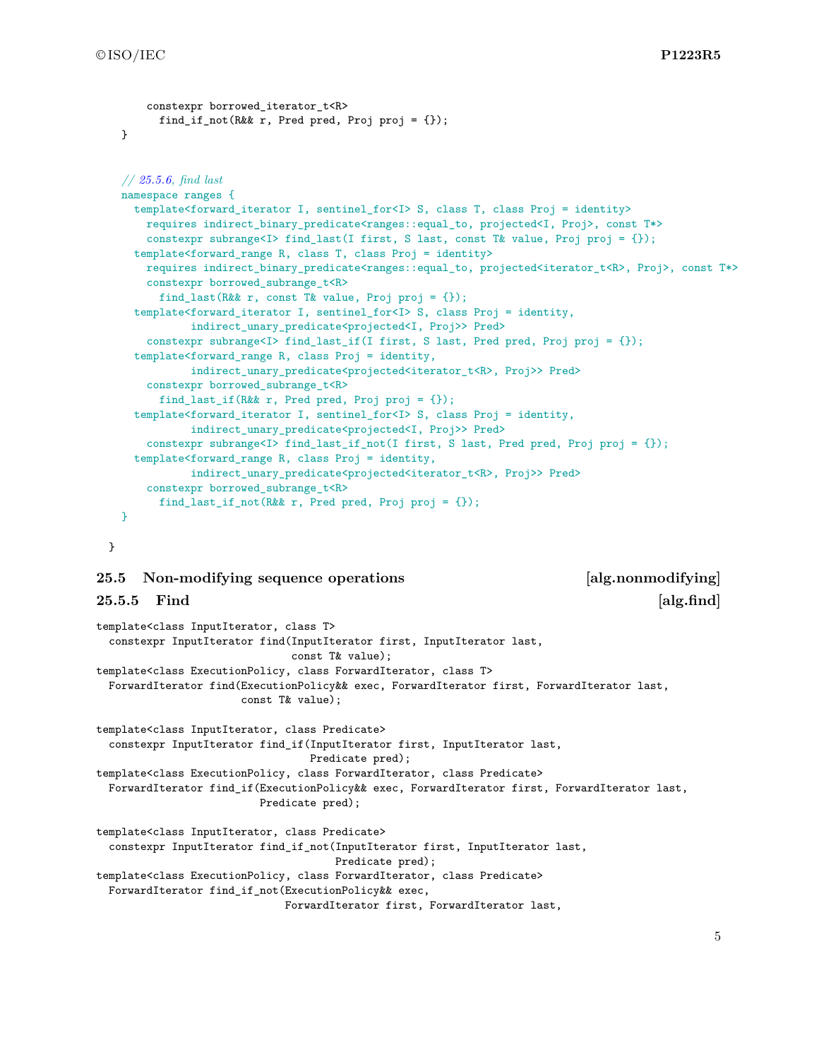```
    constexpr borrowed_iterator_t<R>
      find_if_not(R&& r, Pred pred, Proj proj = {});
}

// 25.5.6, find last
namespace ranges {
  template<forward_iterator I, sentinel_for<I> S, class T, class Proj = identity>
    requires indirect_binary_predicate<ranges::equal_to, projected<I, Proj>, const T*>
    constexpr subrange<I> find_last(I first, S last, const T& value, Proj proj = {});
  template<forward_range R, class T, class Proj = identity>
    requires indirect_binary_predicate<ranges::equal_to, projected<iterator_t<R>, Proj>, const T*>
    constexpr borrowed_subrange_t<R>
      find_last(R&& r, const T& value, Proj proj = {});
  template<forward_iterator I, sentinel_for<I> S, class Proj = identity,
           indirect_unary_predicate<projected<I, Proj>> Pred>
    constexpr subrange<I> find_last_if(I first, S last, Pred pred, Proj proj = {});
  template<forward_range R, class Proj = identity,
           indirect_unary_predicate<projected<iterator_t<R>, Proj>> Pred>
    constexpr borrowed_subrange_t<R>
      find_last_if(R&& r, Pred pred, Proj proj = {});
  template<forward_iterator I, sentinel_for<I> S, class Proj = identity,
           indirect_unary_predicate<projected<I, Proj>> Pred>
    constexpr subrange<I> find_last_if_not(I first, S last, Pred pred, Proj proj = {});
  template<forward_range R, class Proj = identity,
           indirect_unary_predicate<projected<iterator_t<R>, Proj>> Pred>
    constexpr borrowed_subrange_t<R>
      find_last_if_not(R&& r, Pred pred, Proj proj = {});
}

}
```

## 25.5 Non-modifying sequence operations [alg.nonmodifying]

### 25.5.5 Find [alg.find]

```
template<class InputIterator, class T>
  constexpr InputIterator find(InputIterator first, InputIterator last,
                               const T& value);
template<class ExecutionPolicy, class ForwardIterator, class T>
  ForwardIterator find(ExecutionPolicy&& exec, ForwardIterator first, ForwardIterator last,
                       const T& value);

template<class InputIterator, class Predicate>
  constexpr InputIterator find_if(InputIterator first, InputIterator last,
                                  Predicate pred);
template<class ExecutionPolicy, class ForwardIterator, class Predicate>
  ForwardIterator find_if(ExecutionPolicy&& exec, ForwardIterator first, ForwardIterator last,
                          Predicate pred);

template<class InputIterator, class Predicate>
  constexpr InputIterator find_if_not(InputIterator first, InputIterator last,
                                      Predicate pred);
template<class ExecutionPolicy, class ForwardIterator, class Predicate>
  ForwardIterator find_if_not(ExecutionPolicy&& exec,
                              ForwardIterator first, ForwardIterator last,
```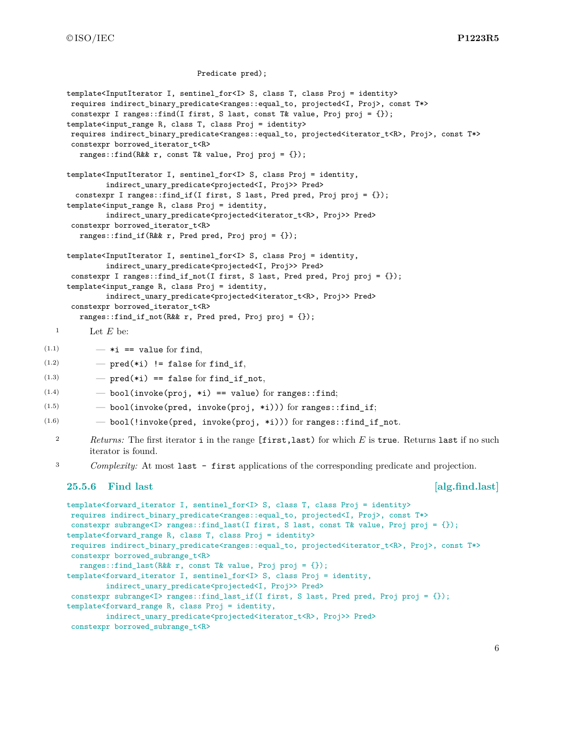```
                              Predicate pred);

template<InputIterator I, sentinel_for<I> S, class T, class Proj = identity>
 requires indirect_binary_predicate<ranges::equal_to, projected<I, Proj>, const T*>
 constexpr I ranges::find(I first, S last, const T& value, Proj proj = {});
template<input_range R, class T, class Proj = identity>
 requires indirect_binary_predicate<ranges::equal_to, projected<iterator_t<R>, Proj>, const T*>
 constexpr borrowed_iterator_t<R>
   ranges::find(R&& r, const T& value, Proj proj = {});

template<InputIterator I, sentinel_for<I> S, class Proj = identity,
         indirect_unary_predicate<projected<I, Proj>> Pred>
  constexpr I ranges::find_if(I first, S last, Pred pred, Proj proj = {});
template<input_range R, class Proj = identity,
         indirect_unary_predicate<projected<iterator_t<R>, Proj>> Pred>
 constexpr borrowed_iterator_t<R>
   ranges::find_if(R&& r, Pred pred, Proj proj = {});

template<InputIterator I, sentinel_for<I> S, class Proj = identity,
         indirect_unary_predicate<projected<I, Proj>> Pred>
 constexpr I ranges::find_if_not(I first, S last, Pred pred, Proj proj = {});
template<input_range R, class Proj = identity,
         indirect_unary_predicate<projected<iterator_t<R>, Proj>> Pred>
 constexpr borrowed_iterator_t<R>
   ranges::find_if_not(R&& r, Pred pred, Proj proj = {});
```

1 Let $E$ be:

- (1.1) — `*i == value` for `find`,
- (1.2) — `pred(*i) != false` for `find_if`,
- (1.3) — `pred(*i) == false` for `find_if_not`,
- (1.4) — `bool(invoke(proj, *i) == value)` for `ranges::find`;
- (1.5) — `bool(invoke(pred, invoke(proj, *i)))` for `ranges::find_if`;
- (1.6) — `bool(!invoke(pred, invoke(proj, *i)))` for `ranges::find_if_not`.

2 *Returns:* The first iterator `i` in the range `[first,last)` for which $E$ is `true`. Returns `last` if no such iterator is found.

3 *Complexity:* At most `last - first` applications of the corresponding predicate and projection.

### 25.5.6 Find last [alg.find.last]

```
template<forward_iterator I, sentinel_for<I> S, class T, class Proj = identity>
 requires indirect_binary_predicate<ranges::equal_to, projected<I, Proj>, const T*>
 constexpr subrange<I> ranges::find_last(I first, S last, const T& value, Proj proj = {});
template<forward_range R, class T, class Proj = identity>
 requires indirect_binary_predicate<ranges::equal_to, projected<iterator_t<R>, Proj>, const T*>
 constexpr borrowed_subrange_t<R>
   ranges::find_last(R&& r, const T& value, Proj proj = {});
template<forward_iterator I, sentinel_for<I> S, class Proj = identity,
         indirect_unary_predicate<projected<I, Proj>> Pred>
 constexpr subrange<I> ranges::find_last_if(I first, S last, Pred pred, Proj proj = {});
template<forward_range R, class Proj = identity,
         indirect_unary_predicate<projected<iterator_t<R>, Proj>> Pred>
 constexpr borrowed_subrange_t<R>
```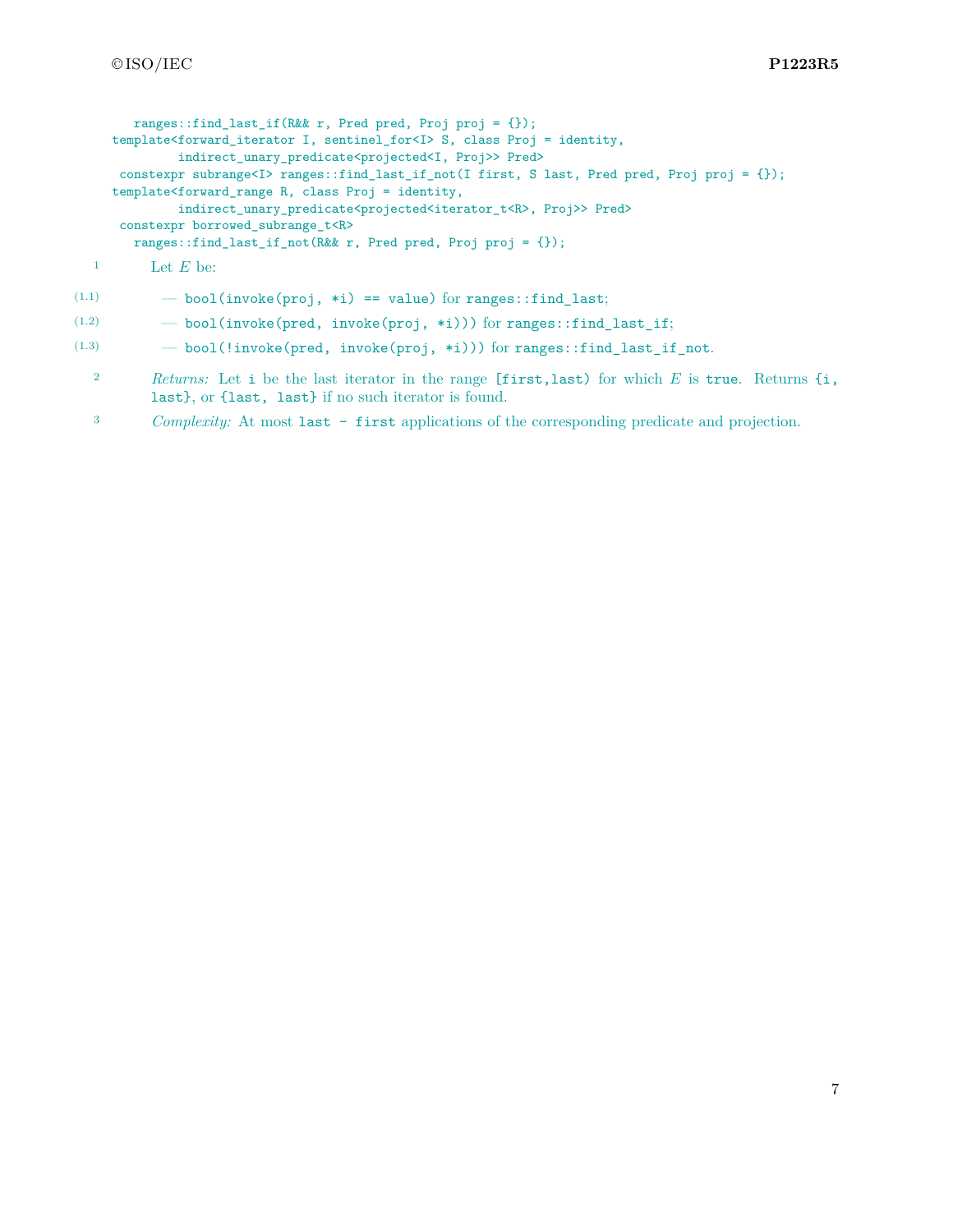```
    ranges::find_last_if(R&& r, Pred pred, Proj proj = {});
template<forward_iterator I, sentinel_for<I> S, class Proj = identity,
         indirect_unary_predicate<projected<I, Proj>> Pred>
  constexpr subrange<I> ranges::find_last_if_not(I first, S last, Pred pred, Proj proj = {});
template<forward_range R, class Proj = identity,
         indirect_unary_predicate<projected<iterator_t<R>, Proj>> Pred>
  constexpr borrowed_subrange_t<R>
    ranges::find_last_if_not(R&& r, Pred pred, Proj proj = {});
```

1 Let $E$ be:

(1.1) — `bool(invoke(proj, *i) == value)` for `ranges::find_last`;

(1.2) — `bool(invoke(pred, invoke(proj, *i)))` for `ranges::find_last_if`;

(1.3) — `bool(!invoke(pred, invoke(proj, *i)))` for `ranges::find_last_if_not`.

2 *Returns:* Let `i` be the last iterator in the range `[first,last)` for which $E$ is `true`. Returns `{i, last}`, or `{last, last}` if no such iterator is found.

3 *Complexity:* At most `last - first` applications of the corresponding predicate and projection.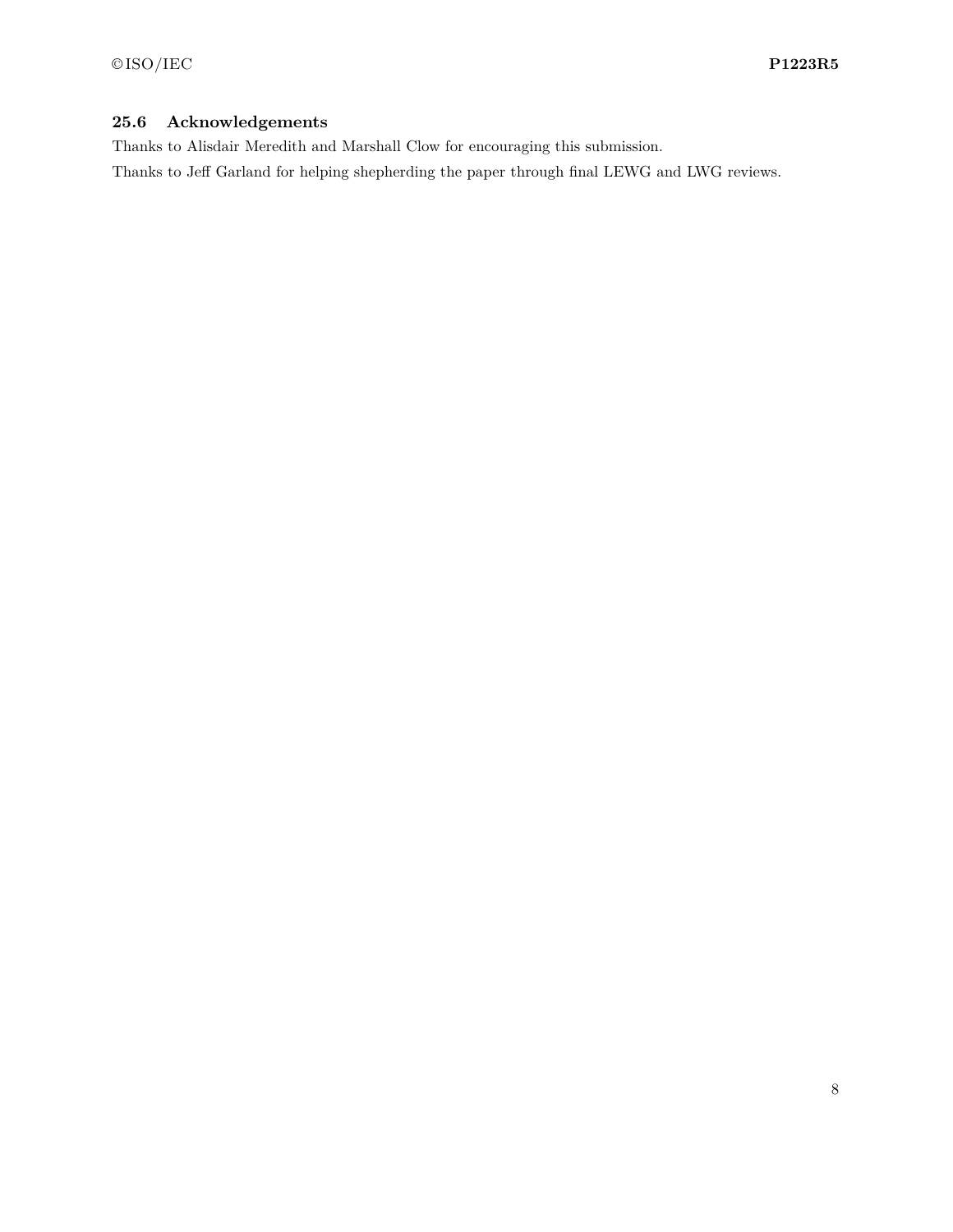### 25.6 Acknowledgements

Thanks to Alisdair Meredith and Marshall Clow for encouraging this submission.

Thanks to Jeff Garland for helping shepherding the paper through final LEWG and LWG reviews.